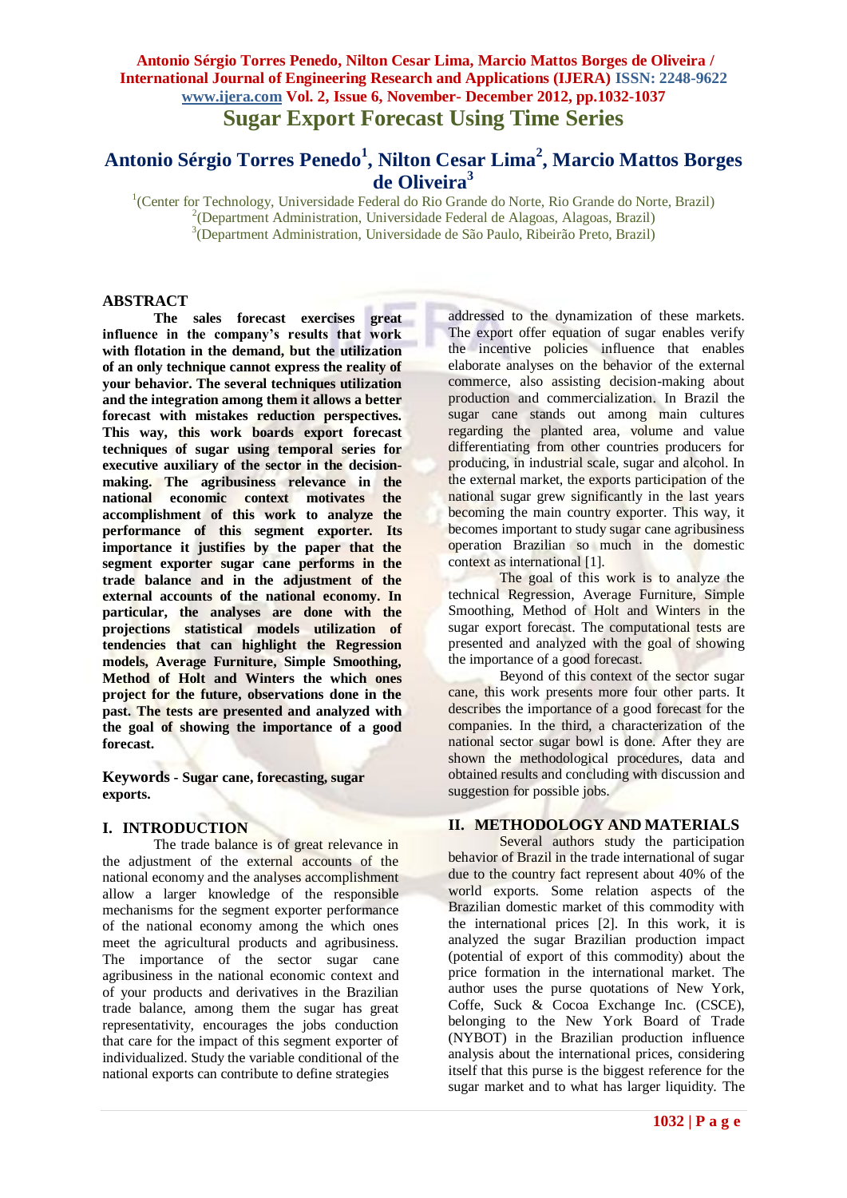# Sugar Export Forecast Using Time Series

## Antonio Sérgio Torres Penedo[1], Nilton Cesar Lima[2], Marcio Mattos Borges de Oliveira[3]

[1](Center for Technology, Universidade Federal do Rio Grande do Norte, Rio Grande do Norte, Brazil)
[2](Department Administration, Universidade Federal de Alagoas, Alagoas, Brazil)
[3](Department Administration, Universidade de São Paulo, Ribeirão Preto, Brazil)

## ABSTRACT

**The sales forecast exercises great influence in the company's results that work with flotation in the demand, but the utilization of an only technique cannot express the reality of your behavior. The several techniques utilization and the integration among them it allows a better forecast with mistakes reduction perspectives. This way, this work boards export forecast techniques of sugar using temporal series for executive auxiliary of the sector in the decision-making. The agribusiness relevance in the national economic context motivates the accomplishment of this work to analyze the performance of this segment exporter. Its importance it justifies by the paper that the segment exporter sugar cane performs in the trade balance and in the adjustment of the external accounts of the national economy. In particular, the analyses are done with the projections statistical models utilization of tendencies that can highlight the Regression models, Average Furniture, Simple Smoothing, Method of Holt and Winters the which ones project for the future, observations done in the past. The tests are presented and analyzed with the goal of showing the importance of a good forecast.**

**Keywords - Sugar cane, forecasting, sugar exports.**

## I. INTRODUCTION

The trade balance is of great relevance in the adjustment of the external accounts of the national economy and the analyses accomplishment allow a larger knowledge of the responsible mechanisms for the segment exporter performance of the national economy among the which ones meet the agricultural products and agribusiness. The importance of the sector sugar cane agribusiness in the national economic context and of your products and derivatives in the Brazilian trade balance, among them the sugar has great representativity, encourages the jobs conduction that care for the impact of this segment exporter of individualized. Study the variable conditional of the national exports can contribute to define strategies addressed to the dynamization of these markets. The export offer equation of sugar enables verify the incentive policies influence that enables elaborate analyses on the behavior of the external commerce, also assisting decision-making about production and commercialization. In Brazil the sugar cane stands out among main cultures regarding the planted area, volume and value differentiating from other countries producers for producing, in industrial scale, sugar and alcohol. In the external market, the exports participation of the national sugar grew significantly in the last years becoming the main country exporter. This way, it becomes important to study sugar cane agribusiness operation Brazilian so much in the domestic context as international [1].

The goal of this work is to analyze the technical Regression, Average Furniture, Simple Smoothing, Method of Holt and Winters in the sugar export forecast. The computational tests are presented and analyzed with the goal of showing the importance of a good forecast.

Beyond of this context of the sector sugar cane, this work presents more four other parts. It describes the importance of a good forecast for the companies. In the third, a characterization of the national sector sugar bowl is done. After they are shown the methodological procedures, data and obtained results and concluding with discussion and suggestion for possible jobs.

## II. METHODOLOGY AND MATERIALS

Several authors study the participation behavior of Brazil in the trade international of sugar due to the country fact represent about 40% of the world exports. Some relation aspects of the Brazilian domestic market of this commodity with the international prices [2]. In this work, it is analyzed the sugar Brazilian production impact (potential of export of this commodity) about the price formation in the international market. The author uses the purse quotations of New York, Coffe, Suck & Cocoa Exchange Inc. (CSCE), belonging to the New York Board of Trade (NYBOT) in the Brazilian production influence analysis about the international prices, considering itself that this purse is the biggest reference for the sugar market and to what has larger liquidity. The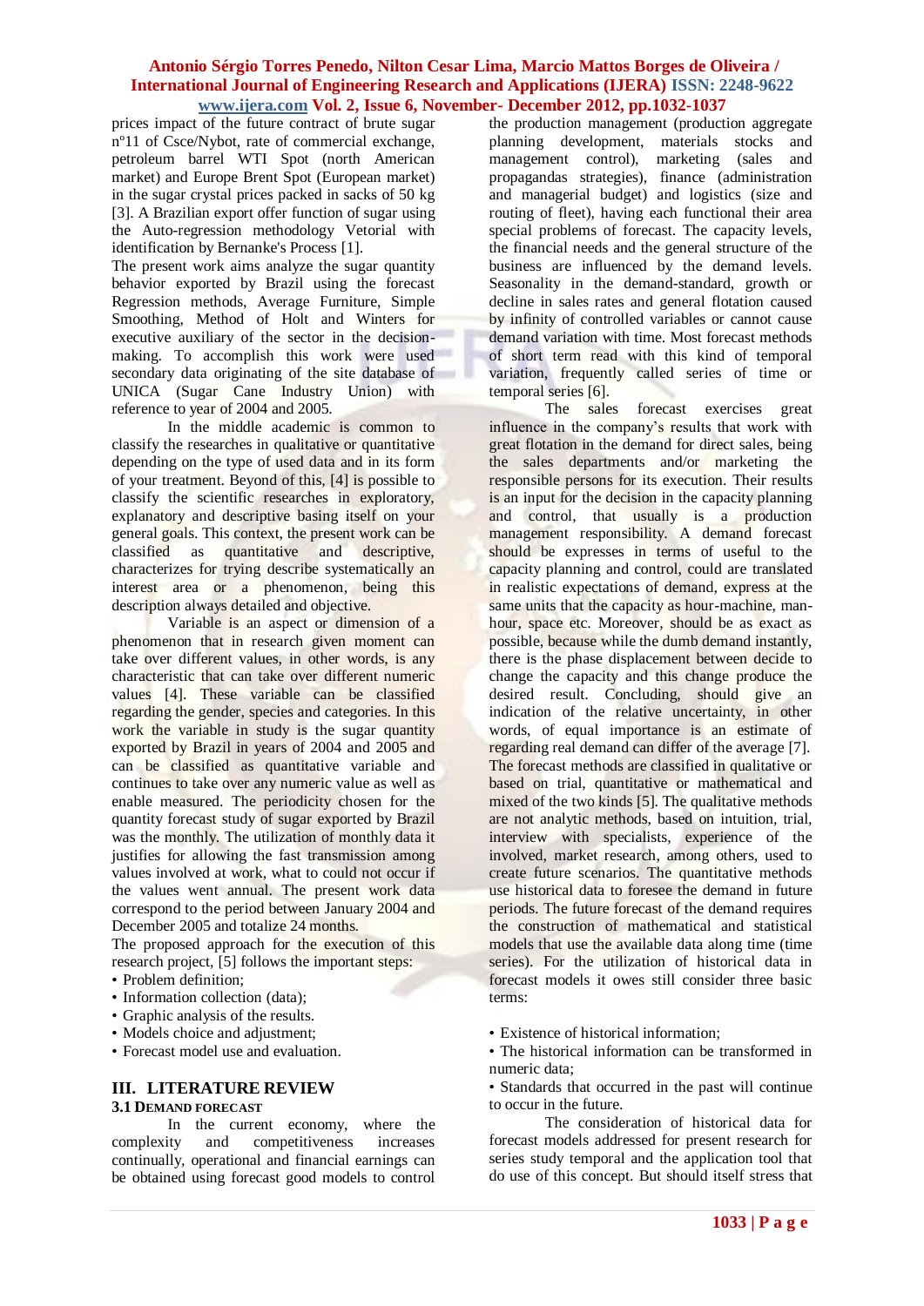prices impact of the future contract of brute sugar nº11 of Csce/Nybot, rate of commercial exchange, petroleum barrel WTI Spot (north American market) and Europe Brent Spot (European market) in the sugar crystal prices packed in sacks of 50 kg [3]. A Brazilian export offer function of sugar using the Auto-regression methodology Vetorial with identification by Bernanke's Process [1].

The present work aims analyze the sugar quantity behavior exported by Brazil using the forecast Regression methods, Average Furniture, Simple Smoothing, Method of Holt and Winters for executive auxiliary of the sector in the decision-making. To accomplish this work were used secondary data originating of the site database of UNICA (Sugar Cane Industry Union) with reference to year of 2004 and 2005.

In the middle academic is common to classify the researches in qualitative or quantitative depending on the type of used data and in its form of your treatment. Beyond of this, [4] is possible to classify the scientific researches in exploratory, explanatory and descriptive basing itself on your general goals. This context, the present work can be classified as quantitative and descriptive, characterizes for trying describe systematically an interest area or a phenomenon, being this description always detailed and objective.

Variable is an aspect or dimension of a phenomenon that in research given moment can take over different values, in other words, is any characteristic that can take over different numeric values [4]. These variable can be classified regarding the gender, species and categories. In this work the variable in study is the sugar quantity exported by Brazil in years of 2004 and 2005 and can be classified as quantitative variable and continues to take over any numeric value as well as enable measured. The periodicity chosen for the quantity forecast study of sugar exported by Brazil was the monthly. The utilization of monthly data it justifies for allowing the fast transmission among values involved at work, what to could not occur if the values went annual. The present work data correspond to the period between January 2004 and December 2005 and totalize 24 months.

The proposed approach for the execution of this research project, [5] follows the important steps:

- Problem definition;
- Information collection (data);
- Graphic analysis of the results.
- Models choice and adjustment;
- Forecast model use and evaluation.

## III. LITERATURE REVIEW

### 3.1 Demand Forecast

In the current economy, where the complexity and competitiveness increases continually, operational and financial earnings can be obtained using forecast good models to control the production management (production aggregate planning development, materials stocks and management control), marketing (sales and propagandas strategies), finance (administration and managerial budget) and logistics (size and routing of fleet), having each functional their area special problems of forecast. The capacity levels, the financial needs and the general structure of the business are influenced by the demand levels. Seasonality in the demand-standard, growth or decline in sales rates and general flotation caused by infinity of controlled variables or cannot cause demand variation with time. Most forecast methods of short term read with this kind of temporal variation, frequently called series of time or temporal series [6].

The sales forecast exercises great influence in the company's results that work with great flotation in the demand for direct sales, being the sales departments and/or marketing the responsible persons for its execution. Their results is an input for the decision in the capacity planning and control, that usually is a production management responsibility. A demand forecast should be expresses in terms of useful to the capacity planning and control, could are translated in realistic expectations of demand, express at the same units that the capacity as hour-machine, man-hour, space etc. Moreover, should be as exact as possible, because while the dumb demand instantly, there is the phase displacement between decide to change the capacity and this change produce the desired result. Concluding, should give an indication of the relative uncertainty, in other words, of equal importance is an estimate of regarding real demand can differ of the average [7]. The forecast methods are classified in qualitative or based on trial, quantitative or mathematical and mixed of the two kinds [5]. The qualitative methods are not analytic methods, based on intuition, trial, interview with specialists, experience of the involved, market research, among others, used to create future scenarios. The quantitative methods use historical data to foresee the demand in future periods. The future forecast of the demand requires the construction of mathematical and statistical models that use the available data along time (time series). For the utilization of historical data in forecast models it owes still consider three basic terms:

- Existence of historical information;
- The historical information can be transformed in numeric data;
- Standards that occurred in the past will continue to occur in the future.

The consideration of historical data for forecast models addressed for present research for series study temporal and the application tool that do use of this concept. But should itself stress that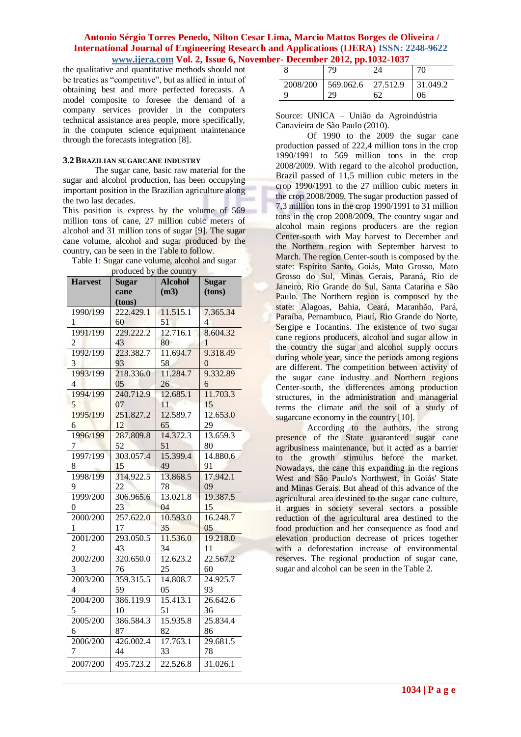the qualitative and quantitative methods should not be treaties as "competitive", but as allied in intuit of obtaining best and more perfected forecasts. A model composite to foresee the demand of a company services provider in the computers technical assistance area people, more specifically, in the computer science equipment maintenance through the forecasts integration [8].

### 3.2 Brazilian sugarcane industry

The sugar cane, basic raw material for the sugar and alcohol production, has been occupying important position in the Brazilian agriculture along the two last decades.

This position is express by the volume of 569 million tons of cane, 27 million cubic meters of alcohol and 31 million tons of sugar [9]. The sugar cane volume, alcohol and sugar produced by the country, can be seen in the Table to follow.

Table 1: Sugar cane volume, alcohol and sugar produced by the country

| Harvest | Sugar cane (tons) | Alcohol (m3) | Sugar (tons) |
|---|---|---|---|
| 1990/1991 | 222.429.160 | 11.515.151 | 7.365.344 |
| 1991/1992 | 229.222.243 | 12.716.180 | 8.604.321 |
| 1992/1993 | 223.382.793 | 11.694.758 | 9.318.490 |
| 1993/1994 | 218.336.005 | 11.284.726 | 9.332.896 |
| 1994/1995 | 240.712.907 | 12.685.111 | 11.703.315 |
| 1995/1996 | 251.827.212 | 12.589.765 | 12.653.029 |
| 1996/1997 | 287.809.852 | 14.372.351 | 13.659.380 |
| 1997/1998 | 303.057.415 | 15.399.449 | 14.880.691 |
| 1998/1999 | 314.922.522 | 13.868.578 | 17.942.109 |
| 1999/2000 | 306.965.623 | 13.021.804 | 19.387.515 |
| 2000/2001 | 257.622.017 | 10.593.035 | 16.248.705 |
| 2001/2002 | 293.050.543 | 11.536.034 | 19.218.011 |
| 2002/2003 | 320.650.076 | 12.623.225 | 22.567.260 |
| 2003/2004 | 359.315.559 | 14.808.705 | 24.925.793 |
| 2004/2005 | 386.119.910 | 15.413.151 | 26.642.636 |
| 2005/2006 | 386.584.387 | 15.935.882 | 25.834.486 |
| 2006/2007 | 426.002.444 | 17.763.133 | 29.681.578 |
| 2007/2008 | 495.723.279 | 22.526.824 | 31.026.170 |
| 2008/2009 | 569.062.629 | 27.512.962 | 31.049.206 |

Source: UNICA – União da Agroindústria Canavieira de São Paulo (2010).

Of 1990 to the 2009 the sugar cane production passed of 222,4 million tons in the crop 1990/1991 to 569 million tons in the crop 2008/2009. With regard to the alcohol production, Brazil passed of 11,5 million cubic meters in the crop 1990/1991 to the 27 million cubic meters in the crop 2008/2009. The sugar production passed of 7,3 million tons in the crop 1990/1991 to 31 million tons in the crop 2008/2009. The country sugar and alcohol main regions producers are the region Center-south with May harvest to December and the Northern region with September harvest to March. The region Center-south is composed by the state: Espírito Santo, Goiás, Mato Grosso, Mato Grosso do Sul, Minas Gerais, Paraná, Rio de Janeiro, Rio Grande do Sul, Santa Catarina e São Paulo. The Northern region is composed by the state: Alagoas, Bahia, Ceará, Maranhão, Pará, Paraíba, Pernambuco, Piauí, Rio Grande do Norte, Sergipe e Tocantins. The existence of two sugar cane regions producers, alcohol and sugar allow in the country the sugar and alcohol supply occurs during whole year, since the periods among regions are different. The competition between activity of the sugar cane industry and Northern regions Center-south, the differences among production structures, in the administration and managerial terms the climate and the soil of a study of sugarcane economy in the country [10].

According to the authors, the strong presence of the State guaranteed sugar cane agribusiness maintenance, but it acted as a barrier to the growth stimulus before the market. Nowadays, the cane this expanding in the regions West and São Paulo's Northwest, in Goiás' State and Minas Gerais. But ahead of this advance of the agricultural area destined to the sugar cane culture, it argues in society several sectors a possible reduction of the agricultural area destined to the food production and her consequence as food and elevation production decrease of prices together with a deforestation increase of environmental reserves. The regional production of sugar cane, sugar and alcohol can be seen in the Table 2.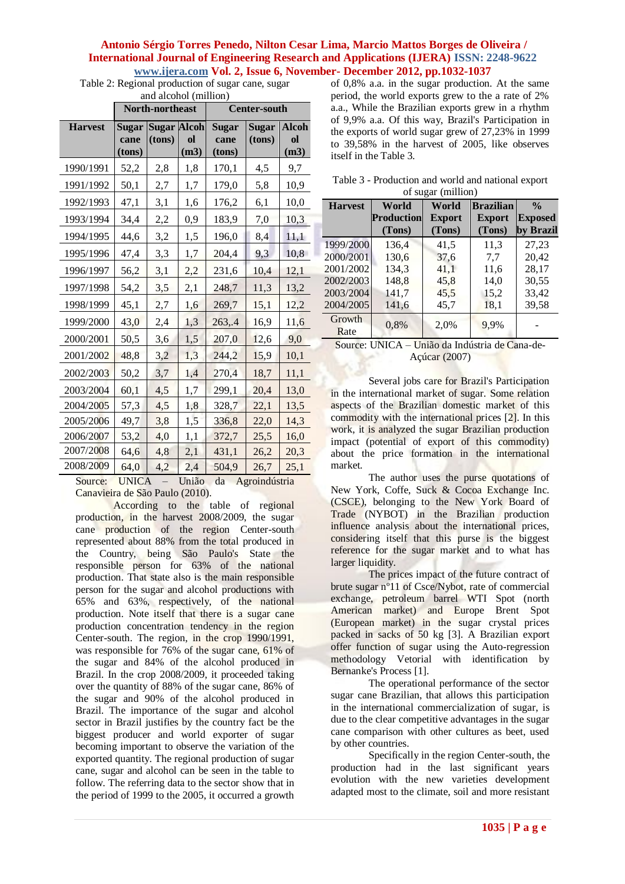Table 2: Regional production of sugar cane, sugar and alcohol (million)

| Harvest | North-northeast | | | Center-south | | |
|---|---|---|---|---|---|---|
| | Sugar cane (tons) | Sugar (tons) | Alcohol (m3) | Sugar cane (tons) | Sugar (tons) | Alcohol (m3) |
| 1990/1991 | 52,2 | 2,8 | 1,8 | 170,1 | 4,5 | 9,7 |
| 1991/1992 | 50,1 | 2,7 | 1,7 | 179,0 | 5,8 | 10,9 |
| 1992/1993 | 47,1 | 3,1 | 1,6 | 176,2 | 6,1 | 10,0 |
| 1993/1994 | 34,4 | 2,2 | 0,9 | 183,9 | 7,0 | 10,3 |
| 1994/1995 | 44,6 | 3,2 | 1,5 | 196,0 | 8,4 | 11,1 |
| 1995/1996 | 47,4 | 3,3 | 1,7 | 204,4 | 9,3 | 10,8 |
| 1996/1997 | 56,2 | 3,1 | 2,2 | 231,6 | 10,4 | 12,1 |
| 1997/1998 | 54,2 | 3,5 | 2,1 | 248,7 | 11,3 | 13,2 |
| 1998/1999 | 45,1 | 2,7 | 1,6 | 269,7 | 15,1 | 12,2 |
| 1999/2000 | 43,0 | 2,4 | 1,3 | 263,.4 | 16,9 | 11,6 |
| 2000/2001 | 50,5 | 3,6 | 1,5 | 207,0 | 12,6 | 9,0 |
| 2001/2002 | 48,8 | 3,2 | 1,3 | 244,2 | 15,9 | 10,1 |
| 2002/2003 | 50,2 | 3,7 | 1,4 | 270,4 | 18,7 | 11,1 |
| 2003/2004 | 60,1 | 4,5 | 1,7 | 299,1 | 20,4 | 13,0 |
| 2004/2005 | 57,3 | 4,5 | 1,8 | 328,7 | 22,1 | 13,5 |
| 2005/2006 | 49,7 | 3,8 | 1,5 | 336,8 | 22,0 | 14,3 |
| 2006/2007 | 53,2 | 4,0 | 1,1 | 372,7 | 25,5 | 16,0 |
| 2007/2008 | 64,6 | 4,8 | 2,1 | 431,1 | 26,2 | 20,3 |
| 2008/2009 | 64,0 | 4,2 | 2,4 | 504,9 | 26,7 | 25,1 |

Source: UNICA – União da Agroindústria Canavieira de São Paulo (2010).

According to the table of regional production, in the harvest 2008/2009, the sugar cane production of the region Center-south represented about 88% from the total produced in the Country, being São Paulo's State the responsible person for 63% of the national production. That state also is the main responsible person for the sugar and alcohol productions with 65% and 63%, respectively, of the national production. Note itself that there is a sugar cane production concentration tendency in the region Center-south. The region, in the crop 1990/1991, was responsible for 76% of the sugar cane, 61% of the sugar and 84% of the alcohol produced in Brazil. In the crop 2008/2009, it proceeded taking over the quantity of 88% of the sugar cane, 86% of the sugar and 90% of the alcohol produced in Brazil. The importance of the sugar and alcohol sector in Brazil justifies by the country fact be the biggest producer and world exporter of sugar becoming important to observe the variation of the exported quantity. The regional production of sugar cane, sugar and alcohol can be seen in the table to follow. The referring data to the sector show that in the period of 1999 to the 2005, it occurred a growth of 0,8% a.a. in the sugar production. At the same period, the world exports grew to the a rate of 2% a.a., While the Brazilian exports grew in a rhythm of 9,9% a.a.. Of this way, Brazil's Participation in the exports of world sugar grew of 27,23% in 1999 to 39,58% in the harvest of 2005, like observes itself in the Table 3.

Table 3 - Production and world and national export of sugar (million)

| Harvest | World Production (Tons) | World Export (Tons) | Brazilian Export (Tons) | % Exposed by Brazil |
|---|---|---|---|---|
| 1999/2000 | 136,4 | 41,5 | 11,3 | 27,23 |
| 2000/2001 | 130,6 | 37,6 | 7,7 | 20,42 |
| 2001/2002 | 134,3 | 41,1 | 11,6 | 28,17 |
| 2002/2003 | 148,8 | 45,8 | 14,0 | 30,55 |
| 2003/2004 | 141,7 | 45,5 | 15,2 | 33,42 |
| 2004/2005 | 141,6 | 45,7 | 18,1 | 39,58 |
| Growth Rate | 0,8% | 2,0% | 9,9% | - |

Source: UNICA – União da Indústria de Cana-de-Açúcar (2007)

Several jobs care for Brazil's Participation in the international market of sugar. Some relation aspects of the Brazilian domestic market of this commodity with the international prices [2]. In this work, it is analyzed the sugar Brazilian production impact (potential of export of this commodity) about the price formation in the international market.

The author uses the purse quotations of New York, Coffe, Suck & Cocoa Exchange Inc. (CSCE), belonging to the New York Board of Trade (NYBOT) in the Brazilian production influence analysis about the international prices, considering itself that this purse is the biggest reference for the sugar market and to what has larger liquidity.

The prices impact of the future contract of brute sugar nº11 of Csce/Nybot, rate of commercial exchange, petroleum barrel WTI Spot (north American market) and Europe Brent Spot (European market) in the sugar crystal prices packed in sacks of 50 kg [3]. A Brazilian export offer function of sugar using the Auto-regression methodology Vetorial with identification by Bernanke's Process [1].

The operational performance of the sector sugar cane Brazilian, that allows this participation in the international commercialization of sugar, is due to the clear competitive advantages in the sugar cane comparison with other cultures as beet, used by other countries.

Specifically in the region Center-south, the production had in the last significant years evolution with the new varieties development adapted to the climate, soil and more resistant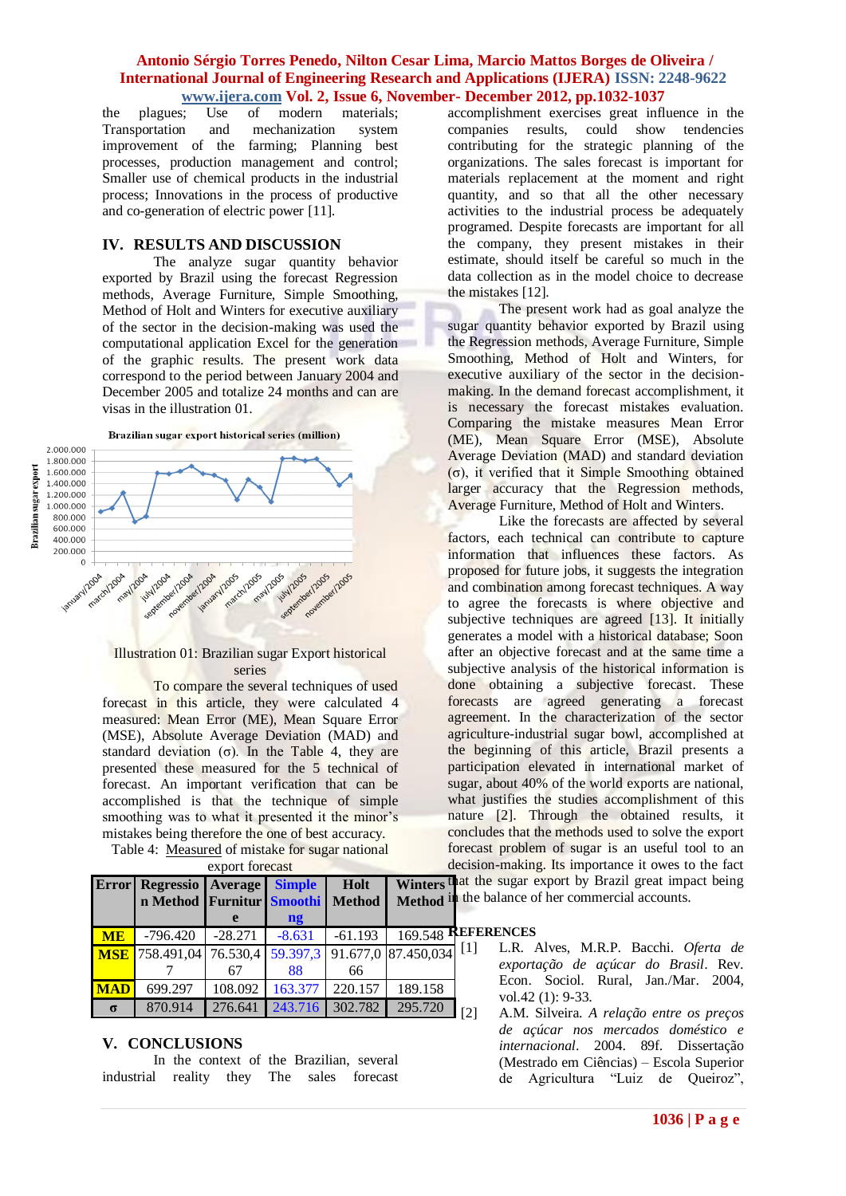the plagues; Use of modern materials; Transportation and mechanization system improvement of the farming; Planning best processes, production management and control; Smaller use of chemical products in the industrial process; Innovations in the process of productive and co-generation of electric power [11].

## IV. RESULTS AND DISCUSSION

The analyze sugar quantity behavior exported by Brazil using the forecast Regression methods, Average Furniture, Simple Smoothing, Method of Holt and Winters for executive auxiliary of the sector in the decision-making was used the computational application Excel for the generation of the graphic results. The present work data correspond to the period between January 2004 and December 2005 and totalize 24 months and can are visas in the illustration 01.

Illustration 01: Brazilian sugar Export historical series

To compare the several techniques of used forecast in this article, they were calculated 4 measured: Mean Error (ME), Mean Square Error (MSE), Absolute Average Deviation (MAD) and standard deviation (σ). In the Table 4, they are presented these measured for the 5 technical of forecast. An important verification that can be accomplished is that the technique of simple smoothing was to what it presented it the minor's mistakes being therefore the one of best accuracy.

Table 4: Measured of mistake for sugar national export forecast

| Error | Regression Method | Average Furniture | Simple Smoothing | Holt Method | Winters Method |
|---|---|---|---|---|---|
| **ME** | -796.420 | -28.271 | -8.631 | -61.193 | 169.548 |
| **MSE** | 758.491,047 | 76.530,467 | 59.397,388 | 91.677,066 | 87.450,034 |
| **MAD** | 699.297 | 108.092 | 163.377 | 220.157 | 189.158 |
| **σ** | 870.914 | 276.641 | 243.716 | 302.782 | 295.720 |

## V. CONCLUSIONS

In the context of the Brazilian, several industrial reality they The sales forecast accomplishment exercises great influence in the companies results, could show tendencies contributing for the strategic planning of the organizations. The sales forecast is important for materials replacement at the moment and right quantity, and so that all the other necessary activities to the industrial process be adequately programed. Despite forecasts are important for all the company, they present mistakes in their estimate, should itself be careful so much in the data collection as in the model choice to decrease the mistakes [12].

The present work had as goal analyze the sugar quantity behavior exported by Brazil using the Regression methods, Average Furniture, Simple Smoothing, Method of Holt and Winters, for executive auxiliary of the sector in the decision-making. In the demand forecast accomplishment, it is necessary the forecast mistakes evaluation. Comparing the mistake measures Mean Error (ME), Mean Square Error (MSE), Absolute Average Deviation (MAD) and standard deviation (σ), it verified that it Simple Smoothing obtained larger accuracy that the Regression methods, Average Furniture, Method of Holt and Winters.

Like the forecasts are affected by several factors, each technical can contribute to capture information that influences these factors. As proposed for future jobs, it suggests the integration and combination among forecast techniques. A way to agree the forecasts is where objective and subjective techniques are agreed [13]. It initially generates a model with a historical database; Soon after an objective forecast and at the same time a subjective analysis of the historical information is done obtaining a subjective forecast. These forecasts are agreed generating a forecast agreement. In the characterization of the sector agriculture-industrial sugar bowl, accomplished at the beginning of this article, Brazil presents a participation elevated in international market of sugar, about 40% of the world exports are national, what justifies the studies accomplishment of this nature [2]. Through the obtained results, it concludes that the methods used to solve the export forecast problem of sugar is an useful tool to an decision-making. Its importance it owes to the fact that the sugar export by Brazil great impact being in the balance of her commercial accounts.

## REFERENCES

[1] L.R. Alves, M.R.P. Bacchi. *Oferta de exportação de açúcar do Brasil*. Rev. Econ. Sociol. Rural, Jan./Mar. 2004, vol.42 (1): 9-33.

[2] A.M. Silveira. *A relação entre os preços de açúcar nos mercados doméstico e internacional*. 2004. 89f. Dissertação (Mestrado em Ciências) – Escola Superior de Agricultura "Luiz de Queiroz",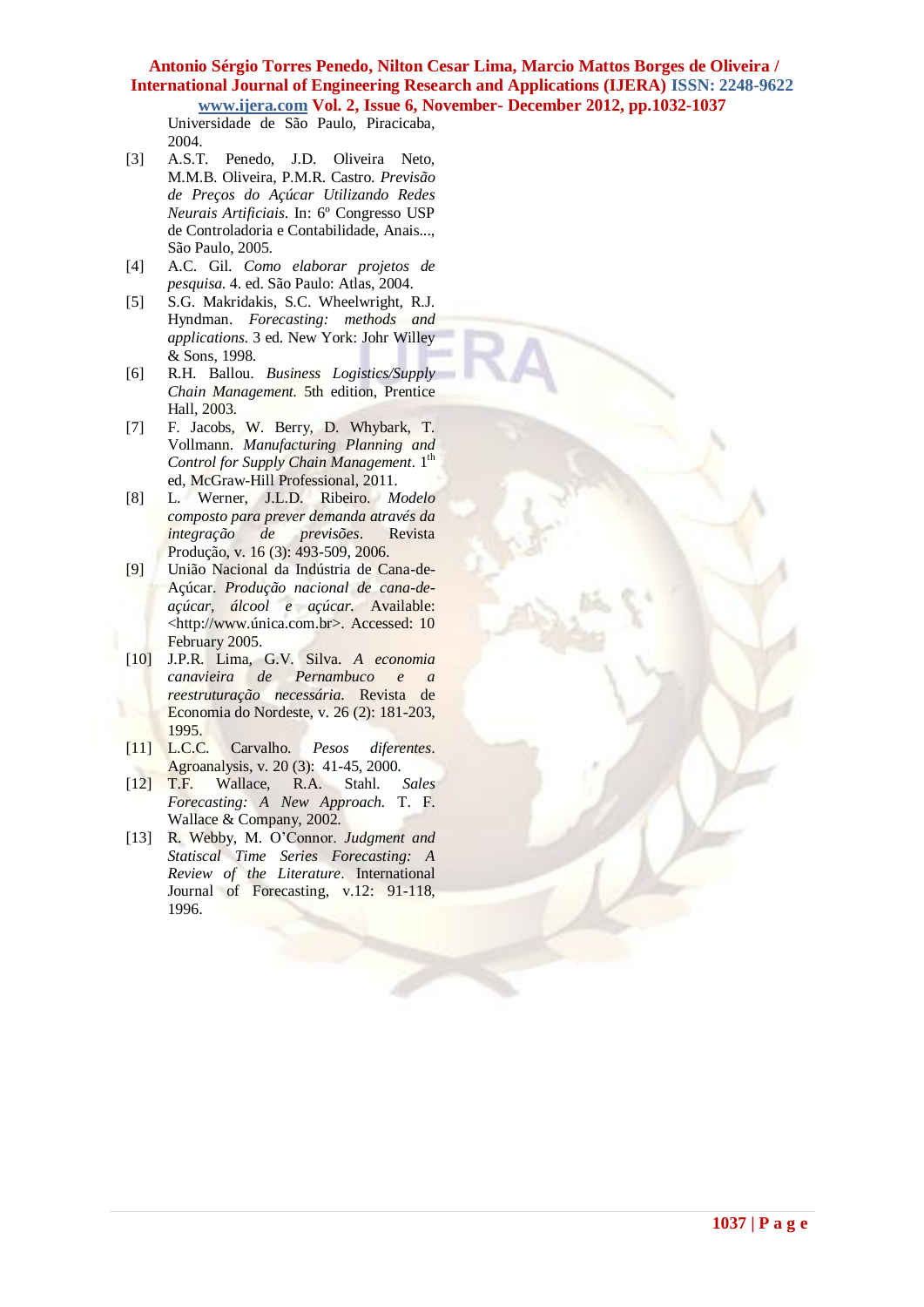Universidade de São Paulo, Piracicaba, 2004.

[3] A.S.T. Penedo, J.D. Oliveira Neto, M.M.B. Oliveira, P.M.R. Castro. *Previsão de Preços do Açúcar Utilizando Redes Neurais Artificiais.* In: 6º Congresso USP de Controladoria e Contabilidade, Anais..., São Paulo, 2005.

[4] A.C. Gil. *Como elaborar projetos de pesquisa.* 4. ed. São Paulo: Atlas, 2004.

[5] S.G. Makridakis, S.C. Wheelwright, R.J. Hyndman. *Forecasting: methods and applications.* 3 ed. New York: Johr Willey & Sons, 1998.

[6] R.H. Ballou. *Business Logistics/Supply Chain Management.* 5th edition, Prentice Hall, 2003.

[7] F. Jacobs, W. Berry, D. Whybark, T. Vollmann. *Manufacturing Planning and Control for Supply Chain Management*. 1th ed, McGraw-Hill Professional, 2011.

[8] L. Werner, J.L.D. Ribeiro. *Modelo composto para prever demanda através da integração de previsões*. Revista Produção, v. 16 (3): 493-509, 2006.

[9] União Nacional da Indústria de Cana-de-Açúcar. *Produção nacional de cana-de-açúcar, álcool e açúcar.* Available: <http://www.única.com.br>. Accessed: 10 February 2005.

[10] J.P.R. Lima, G.V. Silva. *A economia canavieira de Pernambuco e a reestruturação necessária.* Revista de Economia do Nordeste, v. 26 (2): 181-203, 1995.

[11] L.C.C. Carvalho. *Pesos diferentes*. Agroanalysis, v. 20 (3): 41-45, 2000.

[12] T.F. Wallace, R.A. Stahl. *Sales Forecasting: A New Approach.* T. F. Wallace & Company, 2002.

[13] R. Webby, M. O'Connor. *Judgment and Statiscal Time Series Forecasting: A Review of the Literature*. International Journal of Forecasting, v.12: 91-118, 1996.